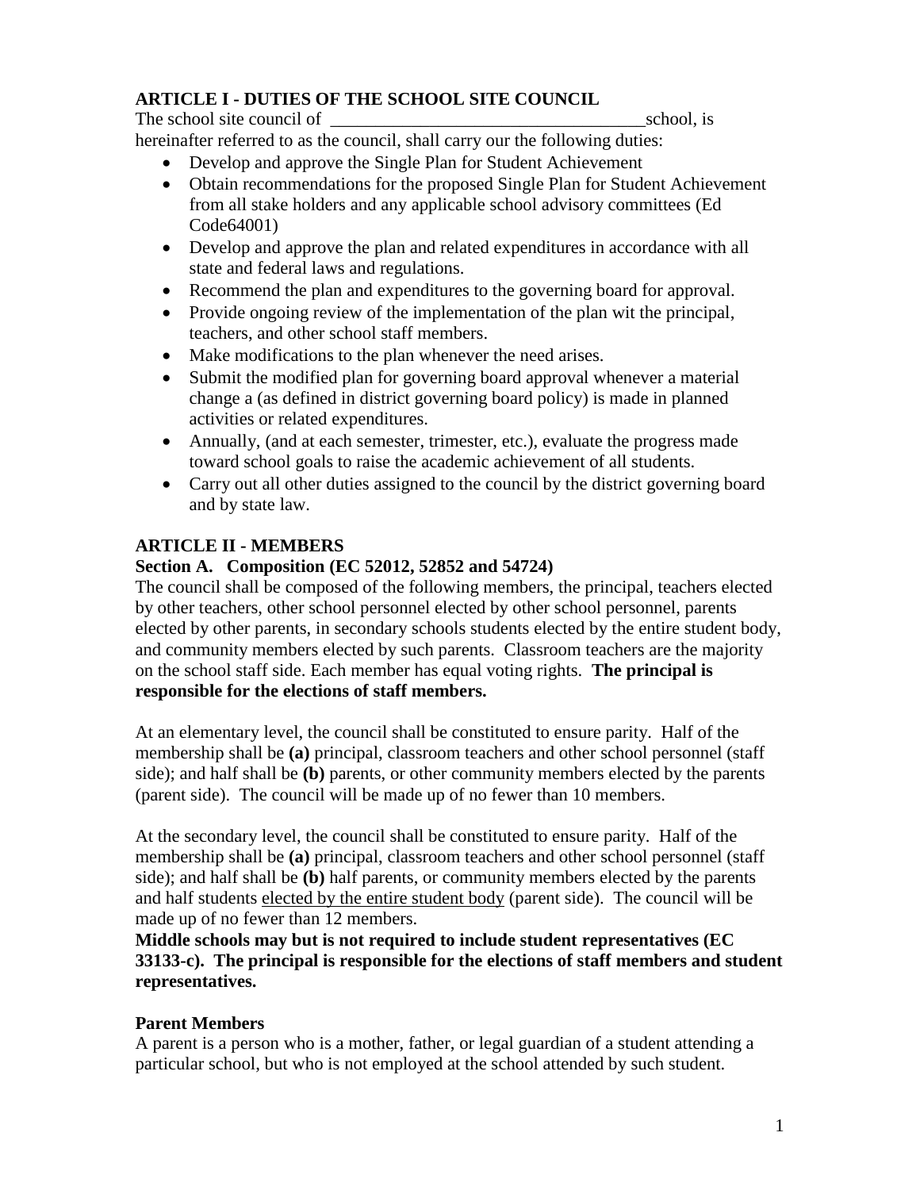## ARTICLE I - DUTIES OF THE SCHOOL SITE COUNCIL

The school site council of ____________________________________school, is hereinafter referred to as the council, shall carry our the following duties:

- Develop and approve the Single Plan for Student Achievement
- Obtain recommendations for the proposed Single Plan for Student Achievement from all stake holders and any applicable school advisory committees (Ed Code64001)
- Develop and approve the plan and related expenditures in accordance with all state and federal laws and regulations.
- Recommend the plan and expenditures to the governing board for approval.
- Provide ongoing review of the implementation of the plan wit the principal, teachers, and other school staff members.
- Make modifications to the plan whenever the need arises.
- Submit the modified plan for governing board approval whenever a material change a (as defined in district governing board policy) is made in planned activities or related expenditures.
- Annually, (and at each semester, trimester, etc.), evaluate the progress made toward school goals to raise the academic achievement of all students.
- Carry out all other duties assigned to the council by the district governing board and by state law.

## ARTICLE II - MEMBERS

### Section A. Composition (EC 52012, 52852 and 54724)

The council shall be composed of the following members, the principal, teachers elected by other teachers, other school personnel elected by other school personnel, parents elected by other parents, in secondary schools students elected by the entire student body, and community members elected by such parents. Classroom teachers are the majority on the school staff side. Each member has equal voting rights. **The principal is responsible for the elections of staff members.**

At an elementary level, the council shall be constituted to ensure parity. Half of the membership shall be **(a)** principal, classroom teachers and other school personnel (staff side); and half shall be **(b)** parents, or other community members elected by the parents (parent side). The council will be made up of no fewer than 10 members.

At the secondary level, the council shall be constituted to ensure parity. Half of the membership shall be **(a)** principal, classroom teachers and other school personnel (staff side); and half shall be **(b)** half parents, or community members elected by the parents and half students <u>elected by the entire student body</u> (parent side). The council will be made up of no fewer than 12 members.

**Middle schools may but is not required to include student representatives (EC 33133-c). The principal is responsible for the elections of staff members and student representatives.**

### Parent Members

A parent is a person who is a mother, father, or legal guardian of a student attending a particular school, but who is not employed at the school attended by such student.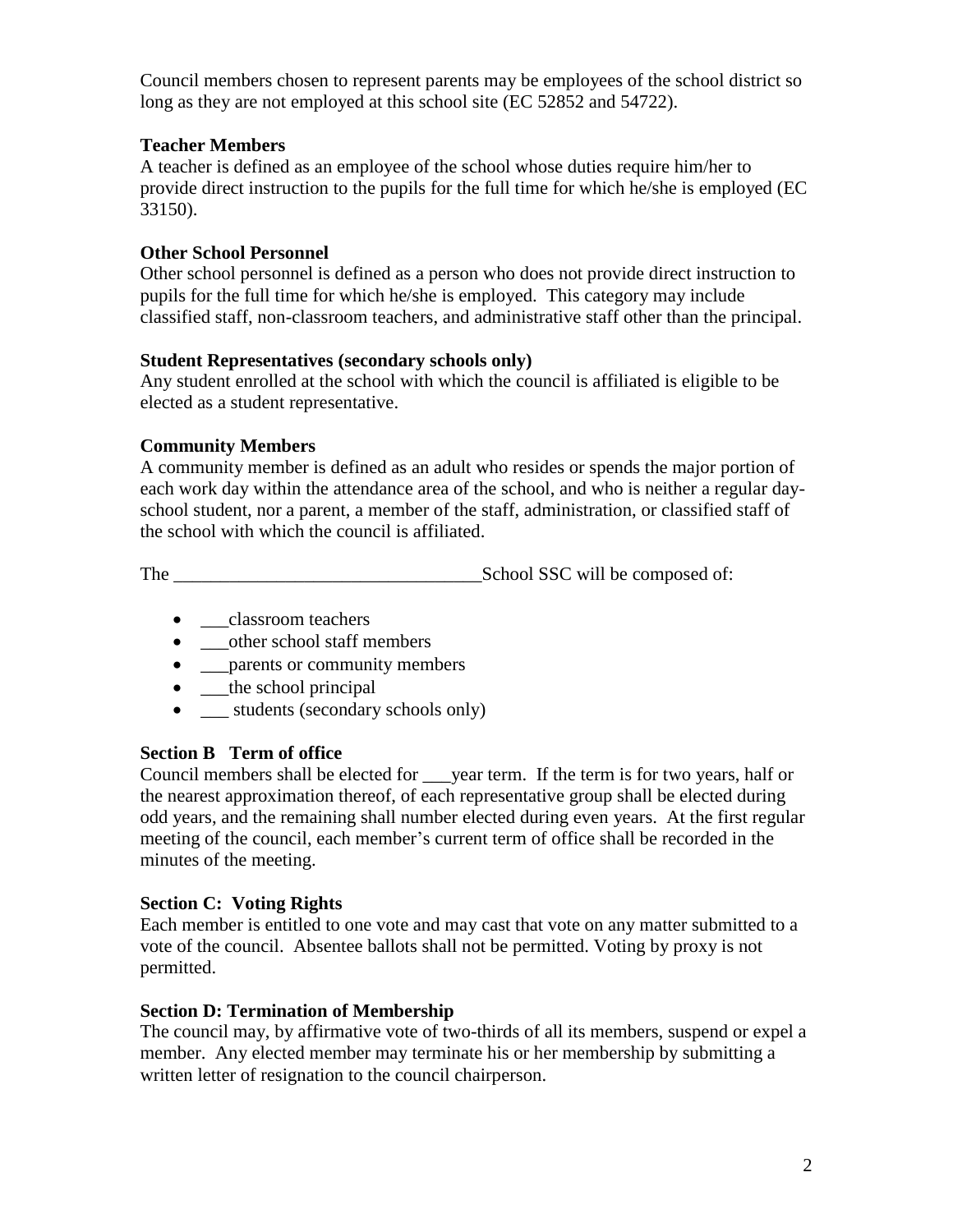Council members chosen to represent parents may be employees of the school district so long as they are not employed at this school site (EC 52852 and 54722).

**Teacher Members**

A teacher is defined as an employee of the school whose duties require him/her to provide direct instruction to the pupils for the full time for which he/she is employed (EC 33150).

**Other School Personnel**

Other school personnel is defined as a person who does not provide direct instruction to pupils for the full time for which he/she is employed. This category may include classified staff, non-classroom teachers, and administrative staff other than the principal.

**Student Representatives (secondary schools only)**

Any student enrolled at the school with which the council is affiliated is eligible to be elected as a student representative.

**Community Members**

A community member is defined as an adult who resides or spends the major portion of each work day within the attendance area of the school, and who is neither a regular day-school student, nor a parent, a member of the staff, administration, or classified staff of the school with which the council is affiliated.

The \_\_\_\_\_\_\_\_\_\_\_\_\_\_\_\_\_\_\_\_\_\_\_\_\_\_\_\_\_\_\_\_\_\_School SSC will be composed of:

- \_\_\_classroom teachers
- \_\_\_other school staff members
- \_\_\_parents or community members
- \_\_\_the school principal
- \_\_\_ students (secondary schools only)

**Section B Term of office**

Council members shall be elected for \_\_\_year term. If the term is for two years, half or the nearest approximation thereof, of each representative group shall be elected during odd years, and the remaining shall number elected during even years. At the first regular meeting of the council, each member's current term of office shall be recorded in the minutes of the meeting.

**Section C: Voting Rights**

Each member is entitled to one vote and may cast that vote on any matter submitted to a vote of the council. Absentee ballots shall not be permitted. Voting by proxy is not permitted.

**Section D: Termination of Membership**

The council may, by affirmative vote of two-thirds of all its members, suspend or expel a member. Any elected member may terminate his or her membership by submitting a written letter of resignation to the council chairperson.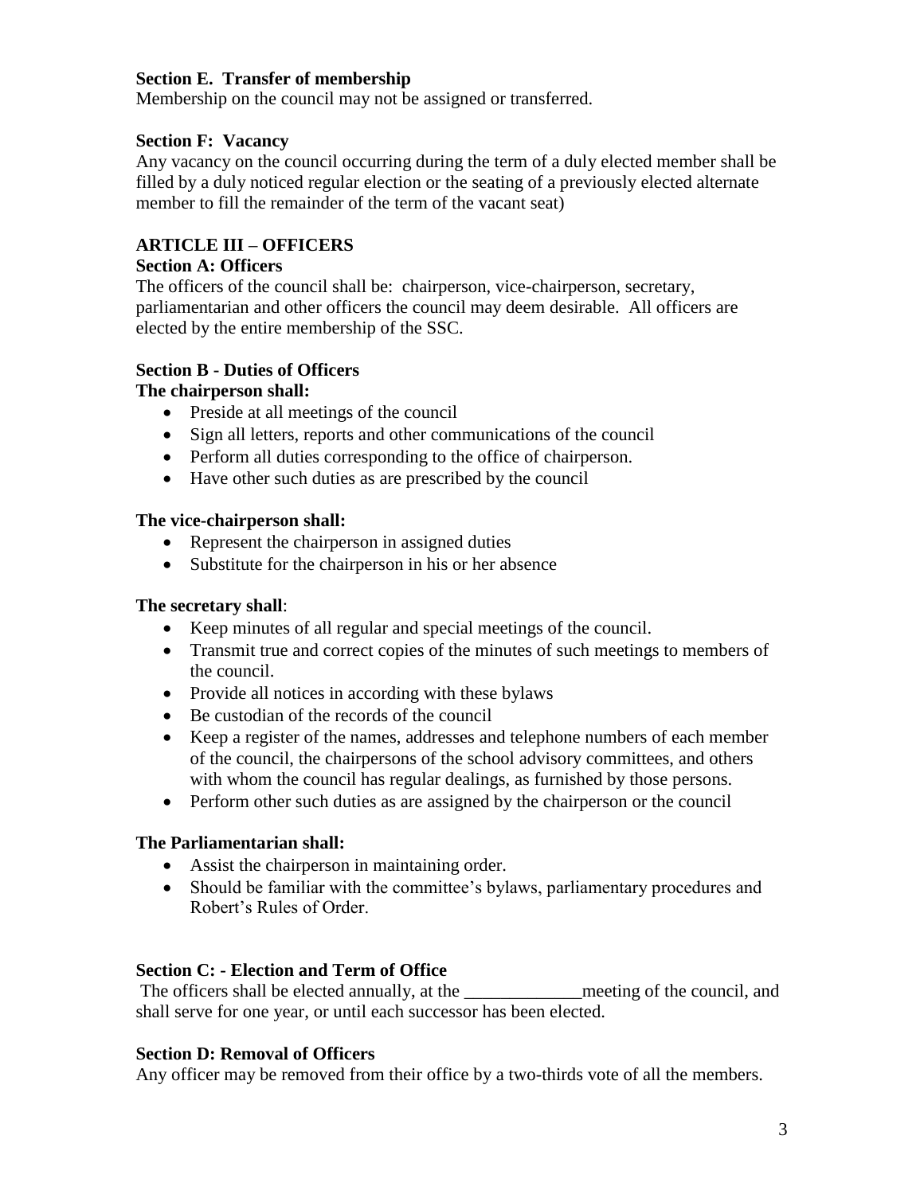**Section E. Transfer of membership**

Membership on the council may not be assigned or transferred.

**Section F: Vacancy**

Any vacancy on the council occurring during the term of a duly elected member shall be filled by a duly noticed regular election or the seating of a previously elected alternate member to fill the remainder of the term of the vacant seat)

## ARTICLE III – OFFICERS

**Section A: Officers**

The officers of the council shall be: chairperson, vice-chairperson, secretary, parliamentarian and other officers the council may deem desirable. All officers are elected by the entire membership of the SSC.

**Section B - Duties of Officers**

**The chairperson shall:**

- Preside at all meetings of the council
- Sign all letters, reports and other communications of the council
- Perform all duties corresponding to the office of chairperson.
- Have other such duties as are prescribed by the council

**The vice-chairperson shall:**

- Represent the chairperson in assigned duties
- Substitute for the chairperson in his or her absence

**The secretary shall**:

- Keep minutes of all regular and special meetings of the council.
- Transmit true and correct copies of the minutes of such meetings to members of the council.
- Provide all notices in according with these bylaws
- Be custodian of the records of the council
- Keep a register of the names, addresses and telephone numbers of each member of the council, the chairpersons of the school advisory committees, and others with whom the council has regular dealings, as furnished by those persons.
- Perform other such duties as are assigned by the chairperson or the council

**The Parliamentarian shall:**

- Assist the chairperson in maintaining order.
- Should be familiar with the committee's bylaws, parliamentary procedures and Robert's Rules of Order.

**Section C: - Election and Term of Office**

The officers shall be elected annually, at the _____________meeting of the council, and shall serve for one year, or until each successor has been elected.

**Section D: Removal of Officers**

Any officer may be removed from their office by a two-thirds vote of all the members.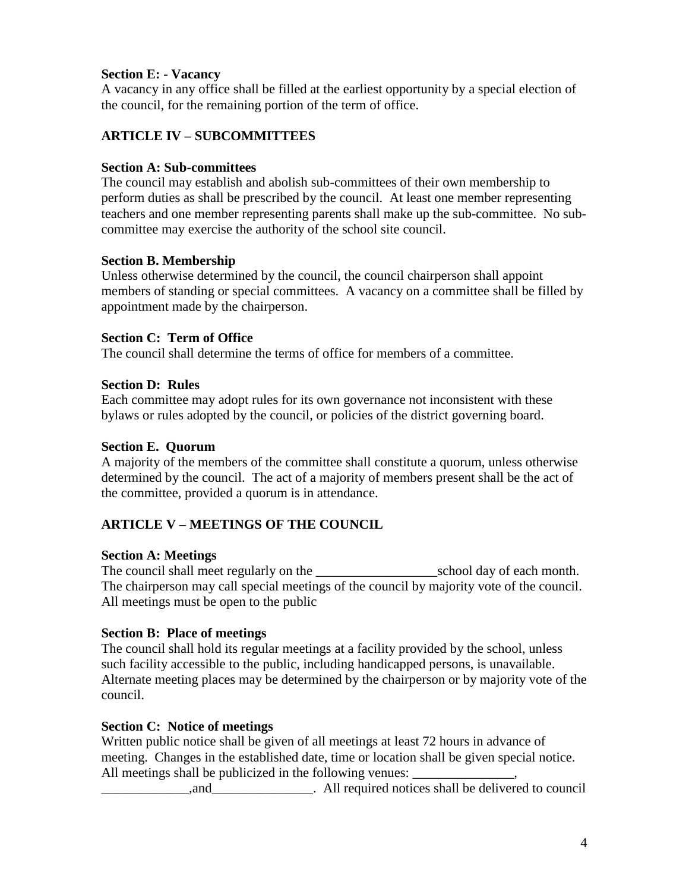**Section E: - Vacancy**
A vacancy in any office shall be filled at the earliest opportunity by a special election of the council, for the remaining portion of the term of office.

## ARTICLE IV – SUBCOMMITTEES

**Section A: Sub-committees**
The council may establish and abolish sub-committees of their own membership to perform duties as shall be prescribed by the council. At least one member representing teachers and one member representing parents shall make up the sub-committee. No sub-committee may exercise the authority of the school site council.

**Section B. Membership**
Unless otherwise determined by the council, the council chairperson shall appoint members of standing or special committees. A vacancy on a committee shall be filled by appointment made by the chairperson.

**Section C: Term of Office**
The council shall determine the terms of office for members of a committee.

**Section D: Rules**
Each committee may adopt rules for its own governance not inconsistent with these bylaws or rules adopted by the council, or policies of the district governing board.

**Section E. Quorum**
A majority of the members of the committee shall constitute a quorum, unless otherwise determined by the council. The act of a majority of members present shall be the act of the committee, provided a quorum is in attendance.

## ARTICLE V – MEETINGS OF THE COUNCIL

**Section A: Meetings**
The council shall meet regularly on the __________________school day of each month. The chairperson may call special meetings of the council by majority vote of the council. All meetings must be open to the public

**Section B: Place of meetings**
The council shall hold its regular meetings at a facility provided by the school, unless such facility accessible to the public, including handicapped persons, is unavailable. Alternate meeting places may be determined by the chairperson or by majority vote of the council.

**Section C: Notice of meetings**
Written public notice shall be given of all meetings at least 72 hours in advance of meeting. Changes in the established date, time or location shall be given special notice. All meetings shall be publicized in the following venues: _______________, _____________,and_______________. All required notices shall be delivered to council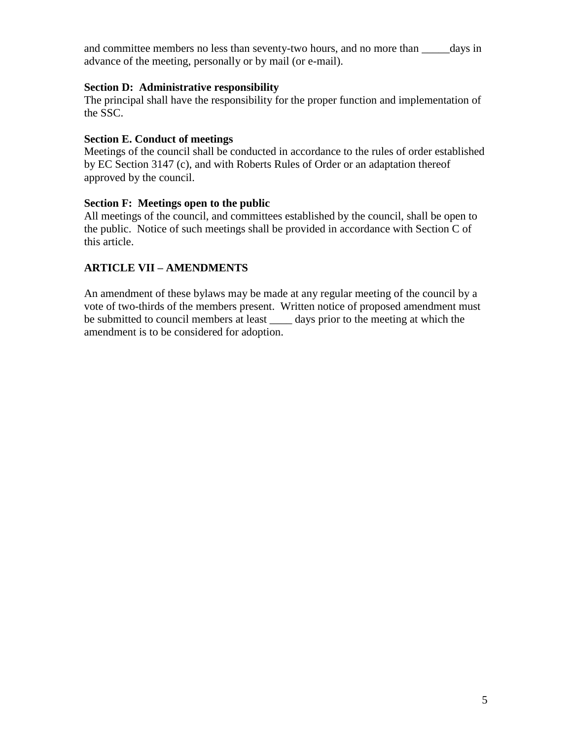and committee members no less than seventy-two hours, and no more than _____days in advance of the meeting, personally or by mail (or e-mail).

**Section D: Administrative responsibility**
The principal shall have the responsibility for the proper function and implementation of the SSC.

**Section E. Conduct of meetings**
Meetings of the council shall be conducted in accordance to the rules of order established by EC Section 3147 (c), and with Roberts Rules of Order or an adaptation thereof approved by the council.

**Section F: Meetings open to the public**
All meetings of the council, and committees established by the council, shall be open to the public. Notice of such meetings shall be provided in accordance with Section C of this article.

## ARTICLE VII – AMENDMENTS

An amendment of these bylaws may be made at any regular meeting of the council by a vote of two-thirds of the members present. Written notice of proposed amendment must be submitted to council members at least ____ days prior to the meeting at which the amendment is to be considered for adoption.